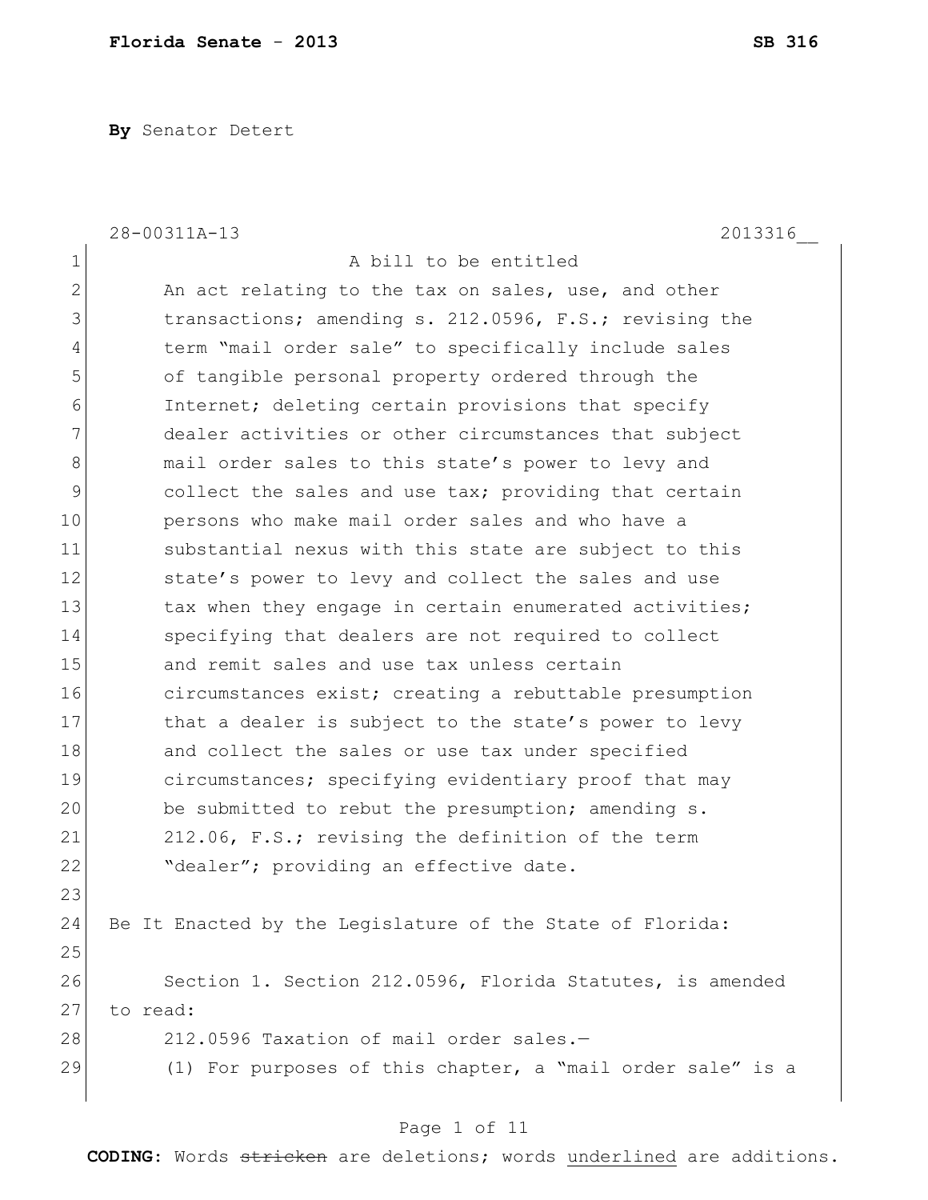**Florida Senate - 2013** **SB 316**

**By** Senator Detert

28-00311A-13 2013316__

A bill to be entitled

An act relating to the tax on sales, use, and other transactions; amending s. 212.0596, F.S.; revising the term "mail order sale" to specifically include sales of tangible personal property ordered through the Internet; deleting certain provisions that specify dealer activities or other circumstances that subject mail order sales to this state's power to levy and collect the sales and use tax; providing that certain persons who make mail order sales and who have a substantial nexus with this state are subject to this state's power to levy and collect the sales and use tax when they engage in certain enumerated activities; specifying that dealers are not required to collect and remit sales and use tax unless certain circumstances exist; creating a rebuttable presumption that a dealer is subject to the state's power to levy and collect the sales or use tax under specified circumstances; specifying evidentiary proof that may be submitted to rebut the presumption; amending s. 212.06, F.S.; revising the definition of the term "dealer"; providing an effective date.

Be It Enacted by the Legislature of the State of Florida:

Section 1. Section 212.0596, Florida Statutes, is amended to read:

212.0596 Taxation of mail order sales.—

(1) For purposes of this chapter, a "mail order sale" is a

**CODING:** Words ~~stricken~~ are deletions; words <u>underlined</u> are additions.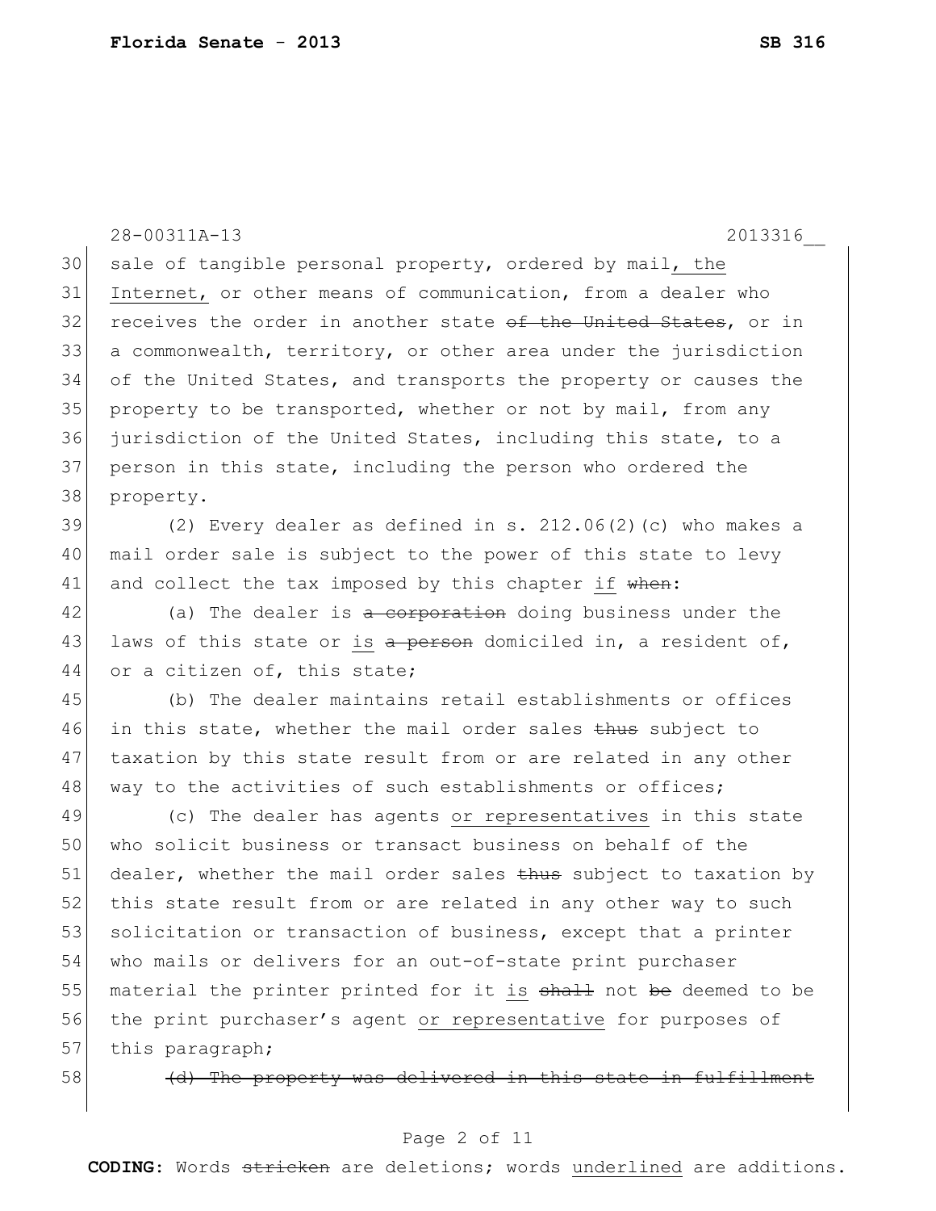28-00311A-13 2013316__

30 sale of tangible personal property, ordered by mail, the
31 Internet, or other means of communication, from a dealer who
32 receives the order in another state ~~of the United States~~, or in
33 a commonwealth, territory, or other area under the jurisdiction
34 of the United States, and transports the property or causes the
35 property to be transported, whether or not by mail, from any
36 jurisdiction of the United States, including this state, to a
37 person in this state, including the person who ordered the
38 property.

39 (2) Every dealer as defined in s. 212.06(2)(c) who makes a
40 mail order sale is subject to the power of this state to levy
41 and collect the tax imposed by this chapter if ~~when~~:

42 (a) The dealer is ~~a corporation~~ doing business under the
43 laws of this state or is ~~a person~~ domiciled in, a resident of,
44 or a citizen of, this state;

45 (b) The dealer maintains retail establishments or offices
46 in this state, whether the mail order sales ~~thus~~ subject to
47 taxation by this state result from or are related in any other
48 way to the activities of such establishments or offices;

49 (c) The dealer has agents or representatives in this state
50 who solicit business or transact business on behalf of the
51 dealer, whether the mail order sales ~~thus~~ subject to taxation by
52 this state result from or are related in any other way to such
53 solicitation or transaction of business, except that a printer
54 who mails or delivers for an out-of-state print purchaser
55 material the printer printed for it is ~~shall~~ not ~~be~~ deemed to be
56 the print purchaser's agent or representative for purposes of
57 this paragraph;

58 ~~(d) The property was delivered in this state in fulfillment~~

**CODING:** Words ~~stricken~~ are deletions; words underlined are additions.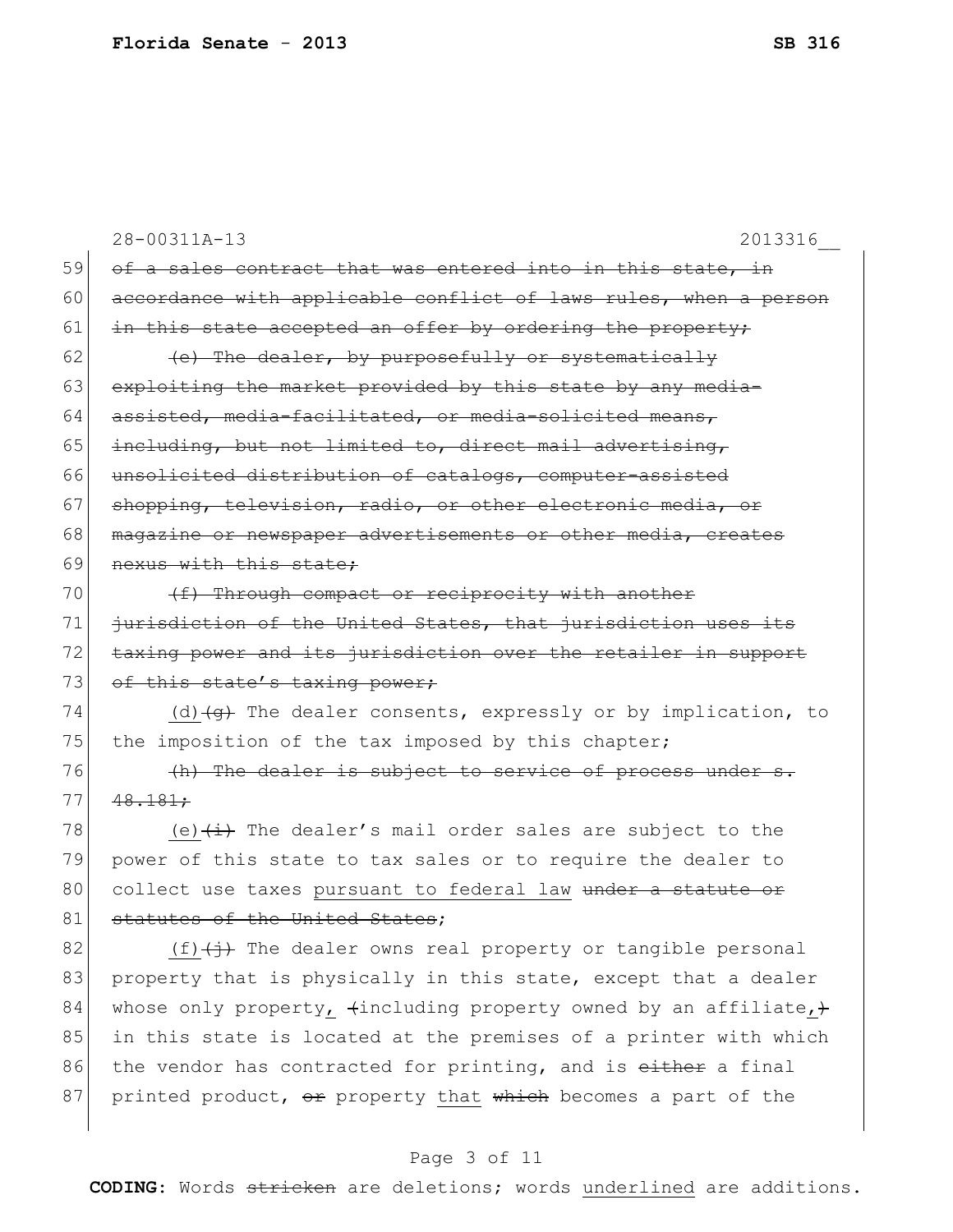28-00311A-13 2013316__

59 ~~of a sales contract that was entered into in this state, in~~
60 ~~accordance with applicable conflict of laws rules, when a person~~
61 ~~in this state accepted an offer by ordering the property;~~
62 ~~(e) The dealer, by purposefully or systematically~~
63 ~~exploiting the market provided by this state by any media-~~
64 ~~assisted, media-facilitated, or media-solicited means,~~
65 ~~including, but not limited to, direct mail advertising,~~
66 ~~unsolicited distribution of catalogs, computer-assisted~~
67 ~~shopping, television, radio, or other electronic media, or~~
68 ~~magazine or newspaper advertisements or other media, creates~~
69 ~~nexus with this state;~~
70 ~~(f) Through compact or reciprocity with another~~
71 ~~jurisdiction of the United States, that jurisdiction uses its~~
72 ~~taxing power and its jurisdiction over the retailer in support~~
73 ~~of this state's taxing power;~~
74 <u>(d)</u>~~(g)~~ The dealer consents, expressly or by implication, to
75 the imposition of the tax imposed by this chapter;
76 ~~(h) The dealer is subject to service of process under s.~~
77 ~~48.181;~~
78 <u>(e)</u>~~(i)~~ The dealer's mail order sales are subject to the
79 power of this state to tax sales or to require the dealer to
80 collect use taxes <u>pursuant to federal law</u> ~~under a statute or~~
81 ~~statutes of the United States~~;
82 <u>(f)</u>~~(j)~~ The dealer owns real property or tangible personal
83 property that is physically in this state, except that a dealer
84 whose only property<u>,</u> ~~(~~including property owned by an affiliate<u>,</u>~~)~~
85 in this state is located at the premises of a printer with which
86 the vendor has contracted for printing, and is ~~either~~ a final
87 printed product, ~~or~~ property <u>that</u> ~~which~~ becomes a part of the

**CODING:** Words ~~stricken~~ are deletions; words <u>underlined</u> are additions.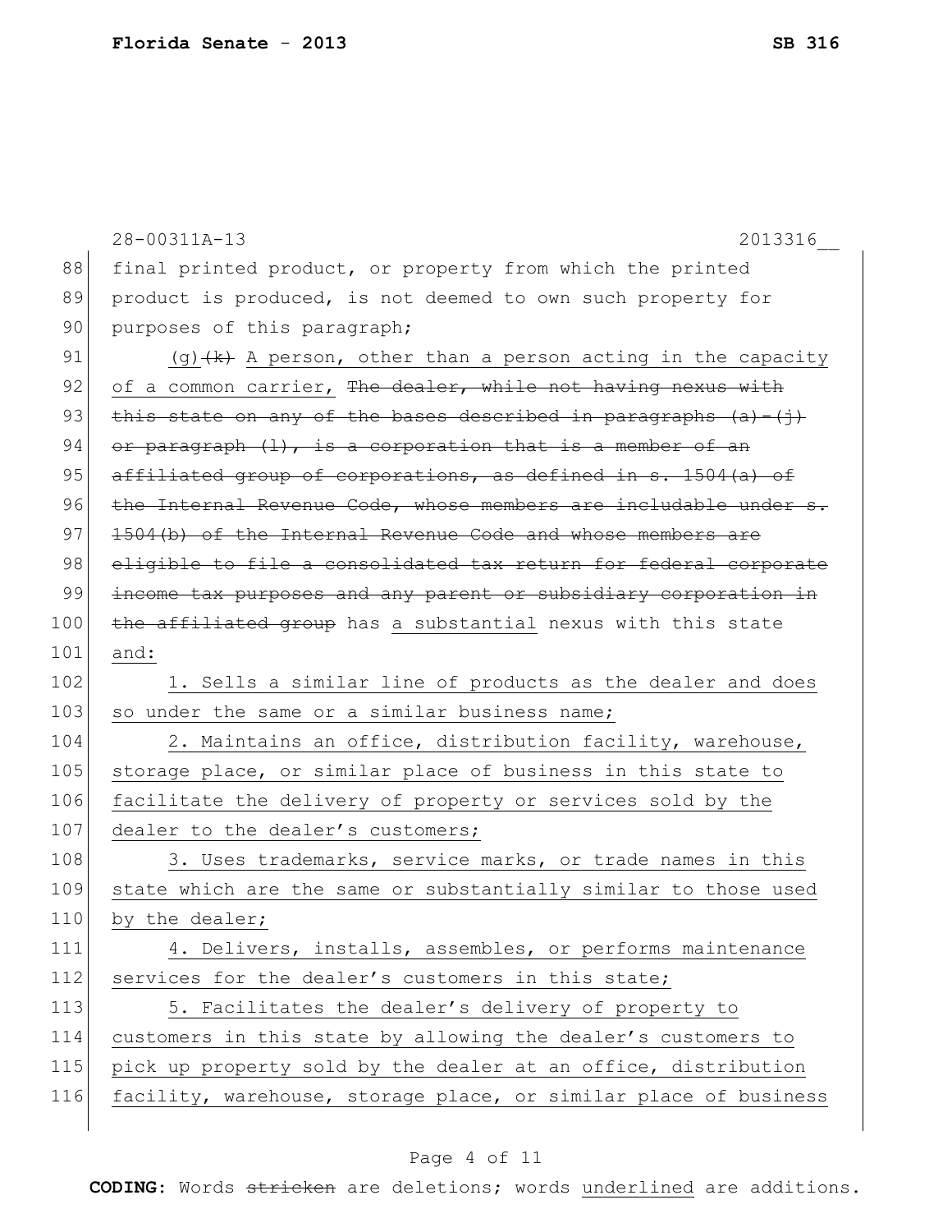final printed product, or property from which the printed product is produced, is not deemed to own such property for purposes of this paragraph;

(g) ~~(k)~~ A person, other than a person acting in the capacity of a common carrier, ~~The dealer, while not having nexus with this state on any of the bases described in paragraphs (a)-(j) or paragraph (l), is a corporation that is a member of an affiliated group of corporations, as defined in s. 1504(a) of the Internal Revenue Code, whose members are includable under s. 1504(b) of the Internal Revenue Code and whose members are eligible to file a consolidated tax return for federal corporate income tax purposes and any parent or subsidiary corporation in the affiliated group~~ has <u>a substantial</u> nexus with this state <u>and:</u>

<u>1. Sells a similar line of products as the dealer and does so under the same or a similar business name;</u>

<u>2. Maintains an office, distribution facility, warehouse, storage place, or similar place of business in this state to facilitate the delivery of property or services sold by the dealer to the dealer's customers;</u>

<u>3. Uses trademarks, service marks, or trade names in this state which are the same or substantially similar to those used by the dealer;</u>

<u>4. Delivers, installs, assembles, or performs maintenance services for the dealer's customers in this state;</u>

<u>5. Facilitates the dealer's delivery of property to customers in this state by allowing the dealer's customers to pick up property sold by the dealer at an office, distribution facility, warehouse, storage place, or similar place of business</u>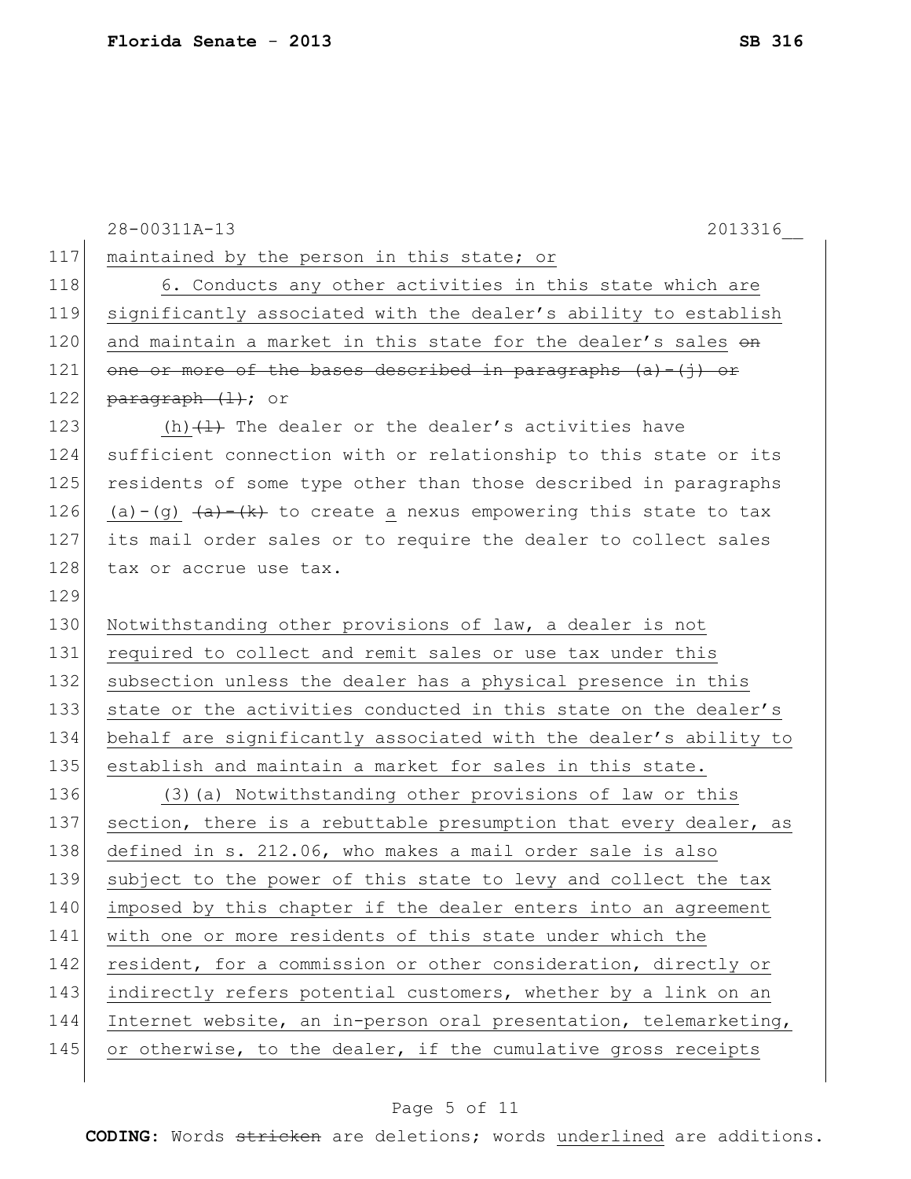maintained by the person in this state; or

6. Conducts any other activities in this state which are significantly associated with the dealer's ability to establish and maintain a market in this state for the dealer's sales ~~on one or more of the bases described in paragraphs (a)-(j) or paragraph (l)~~; or

(h) ~~(l)~~ The dealer or the dealer's activities have sufficient connection with or relationship to this state or its residents of some type other than those described in paragraphs (a)-(g) ~~(a)-(k)~~ to create a nexus empowering this state to tax its mail order sales or to require the dealer to collect sales tax or accrue use tax.

Notwithstanding other provisions of law, a dealer is not required to collect and remit sales or use tax under this subsection unless the dealer has a physical presence in this state or the activities conducted in this state on the dealer's behalf are significantly associated with the dealer's ability to establish and maintain a market for sales in this state.

(3)(a) Notwithstanding other provisions of law or this section, there is a rebuttable presumption that every dealer, as defined in s. 212.06, who makes a mail order sale is also subject to the power of this state to levy and collect the tax imposed by this chapter if the dealer enters into an agreement with one or more residents of this state under which the resident, for a commission or other consideration, directly or indirectly refers potential customers, whether by a link on an Internet website, an in-person oral presentation, telemarketing, or otherwise, to the dealer, if the cumulative gross receipts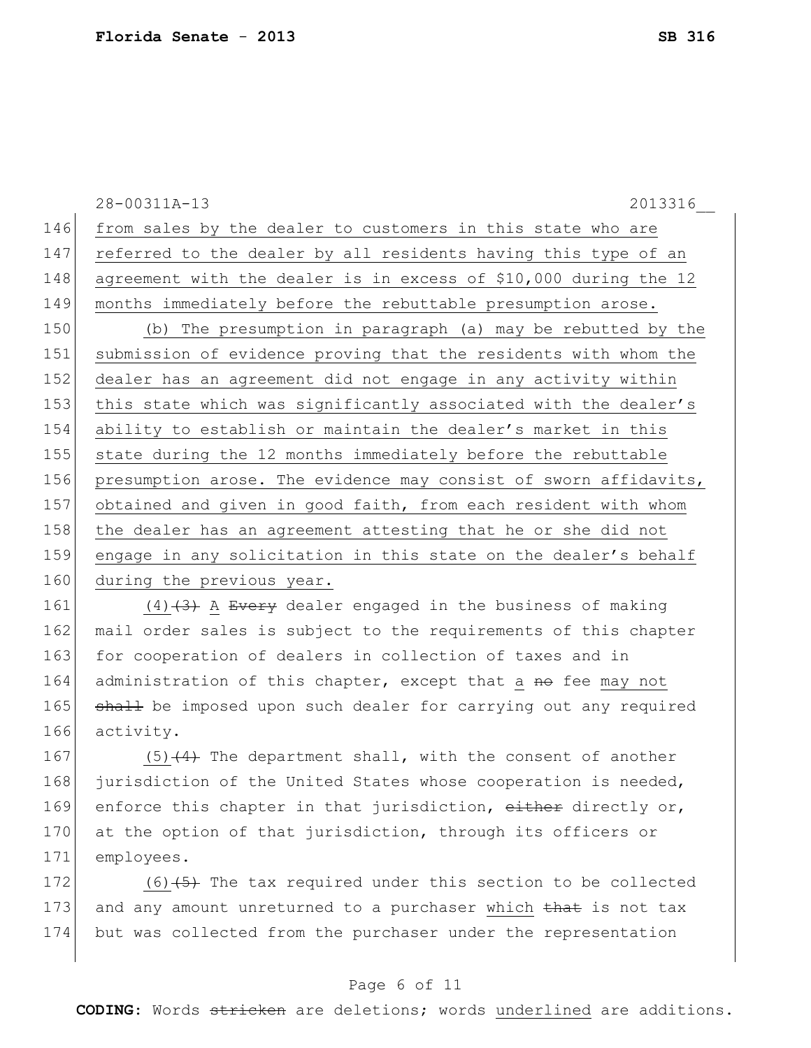from sales by the dealer to customers in this state who are referred to the dealer by all residents having this type of an agreement with the dealer is in excess of $10,000 during the 12 months immediately before the rebuttable presumption arose.

(b) The presumption in paragraph (a) may be rebutted by the submission of evidence proving that the residents with whom the dealer has an agreement did not engage in any activity within this state which was significantly associated with the dealer's ability to establish or maintain the dealer's market in this state during the 12 months immediately before the rebuttable presumption arose. The evidence may consist of sworn affidavits, obtained and given in good faith, from each resident with whom the dealer has an agreement attesting that he or she did not engage in any solicitation in this state on the dealer's behalf during the previous year.

(4)~~(3)~~ A ~~Every~~ dealer engaged in the business of making mail order sales is subject to the requirements of this chapter for cooperation of dealers in collection of taxes and in administration of this chapter, except that a ~~no~~ fee may not ~~shall~~ be imposed upon such dealer for carrying out any required activity.

(5)~~(4)~~ The department shall, with the consent of another jurisdiction of the United States whose cooperation is needed, enforce this chapter in that jurisdiction, ~~either~~ directly or, at the option of that jurisdiction, through its officers or employees.

(6)~~(5)~~ The tax required under this section to be collected and any amount unreturned to a purchaser which ~~that~~ is not tax but was collected from the purchaser under the representation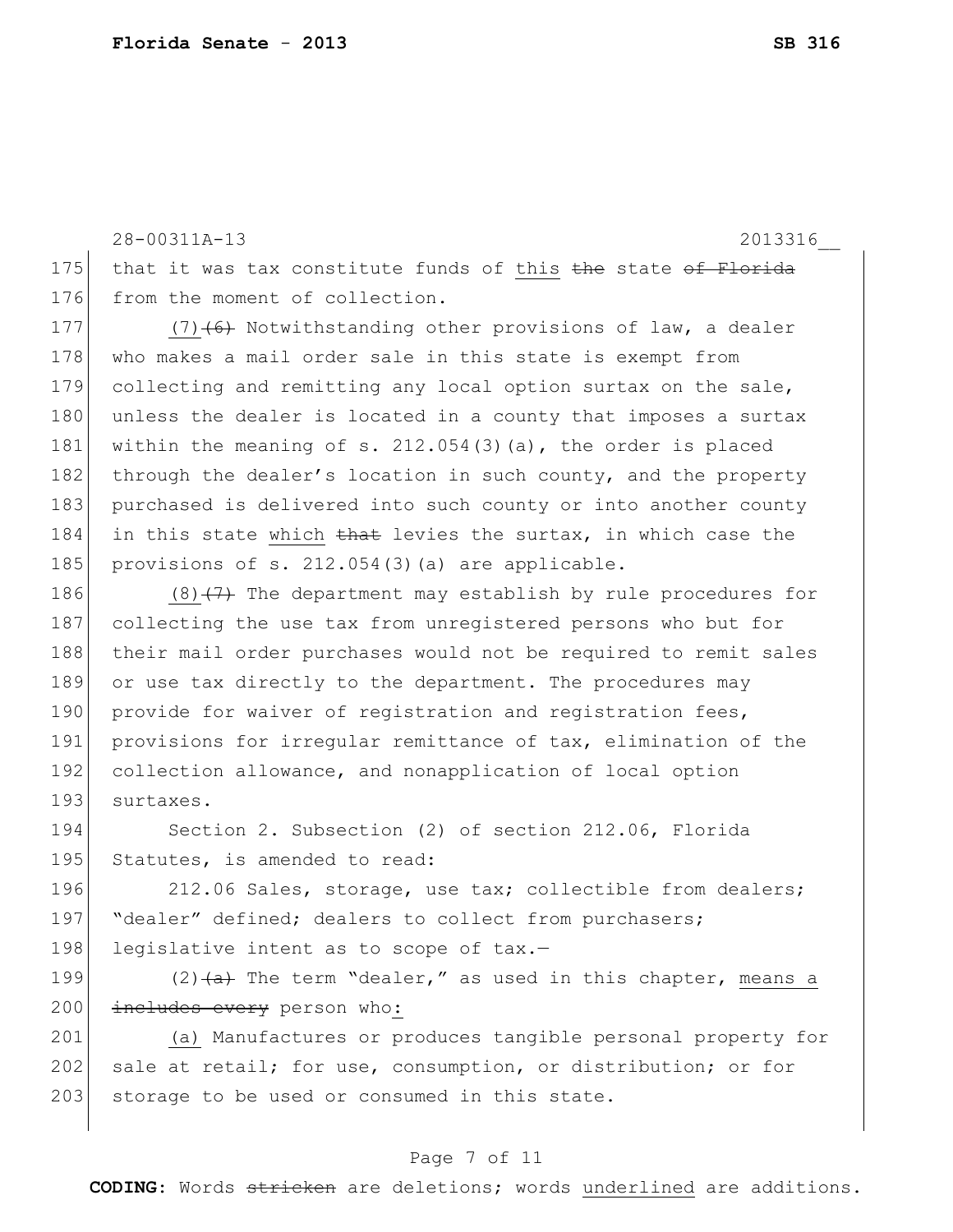175 that it was tax constitute funds of <u>this</u> ~~the~~ state ~~of Florida~~
176 from the moment of collection.

177 <u>(7)</u>~~(6)~~ Notwithstanding other provisions of law, a dealer
178 who makes a mail order sale in this state is exempt from
179 collecting and remitting any local option surtax on the sale,
180 unless the dealer is located in a county that imposes a surtax
181 within the meaning of s. 212.054(3)(a), the order is placed
182 through the dealer's location in such county, and the property
183 purchased is delivered into such county or into another county
184 in this state <u>which</u> ~~that~~ levies the surtax, in which case the
185 provisions of s. 212.054(3)(a) are applicable.

186 <u>(8)</u>~~(7)~~ The department may establish by rule procedures for
187 collecting the use tax from unregistered persons who but for
188 their mail order purchases would not be required to remit sales
189 or use tax directly to the department. The procedures may
190 provide for waiver of registration and registration fees,
191 provisions for irregular remittance of tax, elimination of the
192 collection allowance, and nonapplication of local option
193 surtaxes.

194 Section 2. Subsection (2) of section 212.06, Florida
195 Statutes, is amended to read:

196 212.06 Sales, storage, use tax; collectible from dealers;
197 "dealer" defined; dealers to collect from purchasers;
198 legislative intent as to scope of tax.—

199 (2)~~(a)~~ The term "dealer," as used in this chapter, <u>means a</u>
200 ~~includes every~~ person who<u>:</u>

201 <u>(a)</u> Manufactures or produces tangible personal property for
202 sale at retail; for use, consumption, or distribution; or for
203 storage to be used or consumed in this state.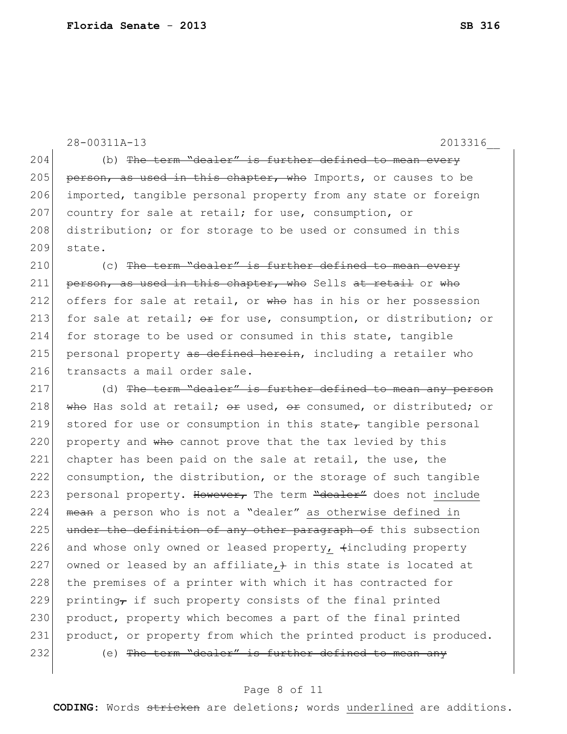28-00311A-13 2013316__

204 (b) ~~The term "dealer" is further defined to mean every~~
205 ~~person, as used in this chapter, who~~ Imports, or causes to be
206 imported, tangible personal property from any state or foreign
207 country for sale at retail; for use, consumption, or
208 distribution; or for storage to be used or consumed in this
209 state.

210 (c) ~~The term "dealer" is further defined to mean every~~
211 ~~person, as used in this chapter, who~~ Sells ~~at retail~~ or ~~who~~
212 offers for sale at retail, or ~~who~~ has in his or her possession
213 for sale at retail; ~~or~~ for use, consumption, or distribution; or
214 for storage to be used or consumed in this state, tangible
215 personal property ~~as defined herein~~, including a retailer who
216 transacts a mail order sale.

217 (d) ~~The term "dealer" is further defined to mean any person~~
218 ~~who~~ Has sold at retail; ~~or~~ used, ~~or~~ consumed, or distributed; or
219 stored for use or consumption in this state~~,~~ tangible personal
220 property and ~~who~~ cannot prove that the tax levied by this
221 chapter has been paid on the sale at retail, the use, the
222 consumption, the distribution, or the storage of such tangible
223 personal property. ~~However,~~ The term ~~"dealer"~~ does not <u>include</u>
224 ~~mean~~ a person who is not a "dealer" <u>as otherwise defined in</u>
225 ~~under the definition of any other paragraph of~~ this subsection
226 and whose only owned or leased property<u>,</u> ~~(~~including property
227 owned or leased by an affiliate<u>,</u>~~)~~ in this state is located at
228 the premises of a printer with which it has contracted for
229 printing~~,~~ if such property consists of the final printed
230 product, property which becomes a part of the final printed
231 product, or property from which the printed product is produced.

232 (e) ~~The term "dealer" is further defined to mean any~~

**CODING:** Words ~~stricken~~ are deletions; words <u>underlined</u> are additions.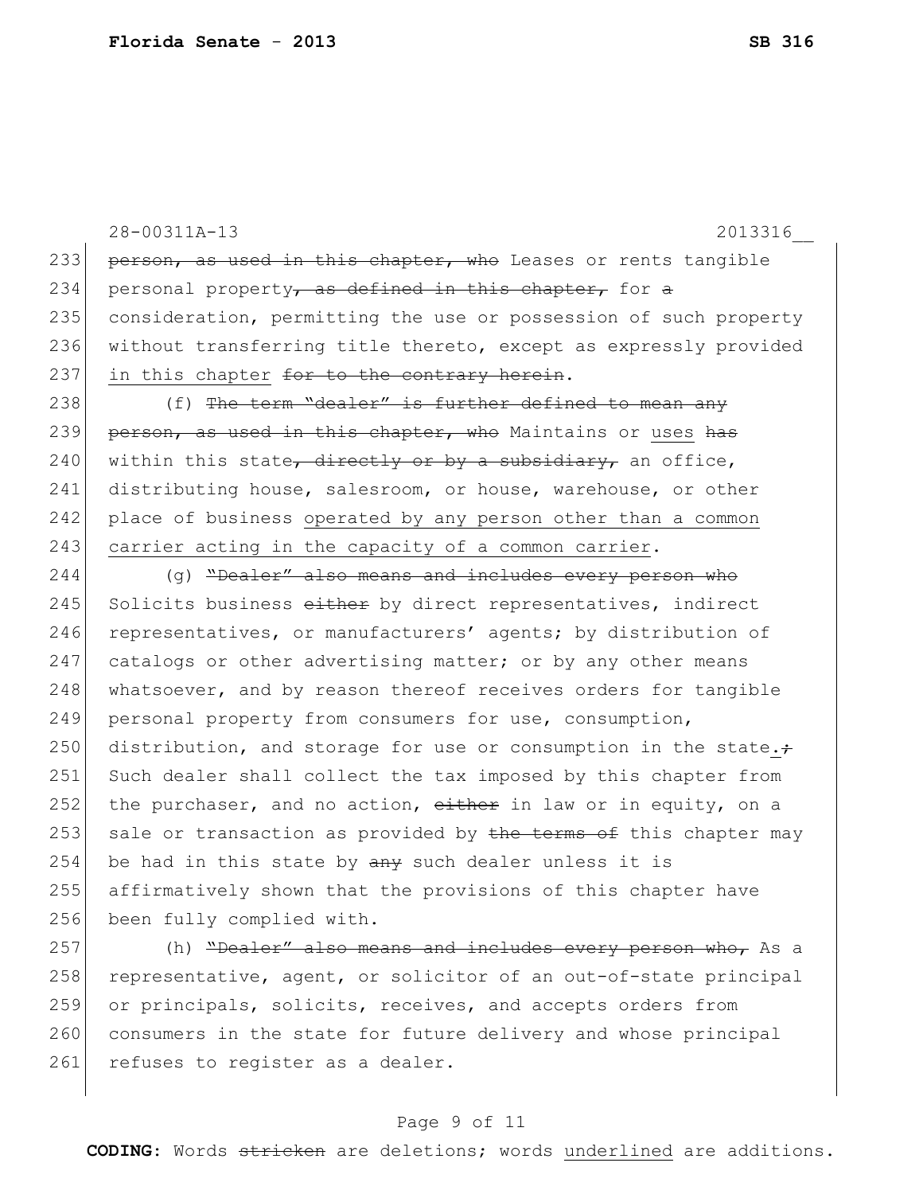28-00311A-13 2013316__

233 ~~person, as used in this chapter, who~~ Leases or rents tangible
234 personal property~~, as defined in this chapter,~~ for ~~a~~
235 consideration, permitting the use or possession of such property
236 without transferring title thereto, except as expressly provided
237 <u>in this chapter</u> ~~for to the contrary herein~~.

238 (f) ~~The term "dealer" is further defined to mean any~~
239 ~~person, as used in this chapter, who~~ Maintains or <u>uses</u> ~~has~~
240 within this state~~, directly or by a subsidiary,~~ an office,
241 distributing house, salesroom, or house, warehouse, or other
242 place of business <u>operated by any person other than a common</u>
243 <u>carrier acting in the capacity of a common carrier</u>.

244 (g) ~~"Dealer" also means and includes every person who~~
245 Solicits business ~~either~~ by direct representatives, indirect
246 representatives, or manufacturers' agents; by distribution of
247 catalogs or other advertising matter; or by any other means
248 whatsoever, and by reason thereof receives orders for tangible
249 personal property from consumers for use, consumption,
250 distribution, and storage for use or consumption in the state<u>.</u>~~;~~
251 Such dealer shall collect the tax imposed by this chapter from
252 the purchaser, and no action, ~~either~~ in law or in equity, on a
253 sale or transaction as provided by ~~the terms of~~ this chapter may
254 be had in this state by ~~any~~ such dealer unless it is
255 affirmatively shown that the provisions of this chapter have
256 been fully complied with.

257 (h) ~~"Dealer" also means and includes every person who,~~ As a
258 representative, agent, or solicitor of an out-of-state principal
259 or principals, solicits, receives, and accepts orders from
260 consumers in the state for future delivery and whose principal
261 refuses to register as a dealer.

**CODING:** Words ~~stricken~~ are deletions; words <u>underlined</u> are additions.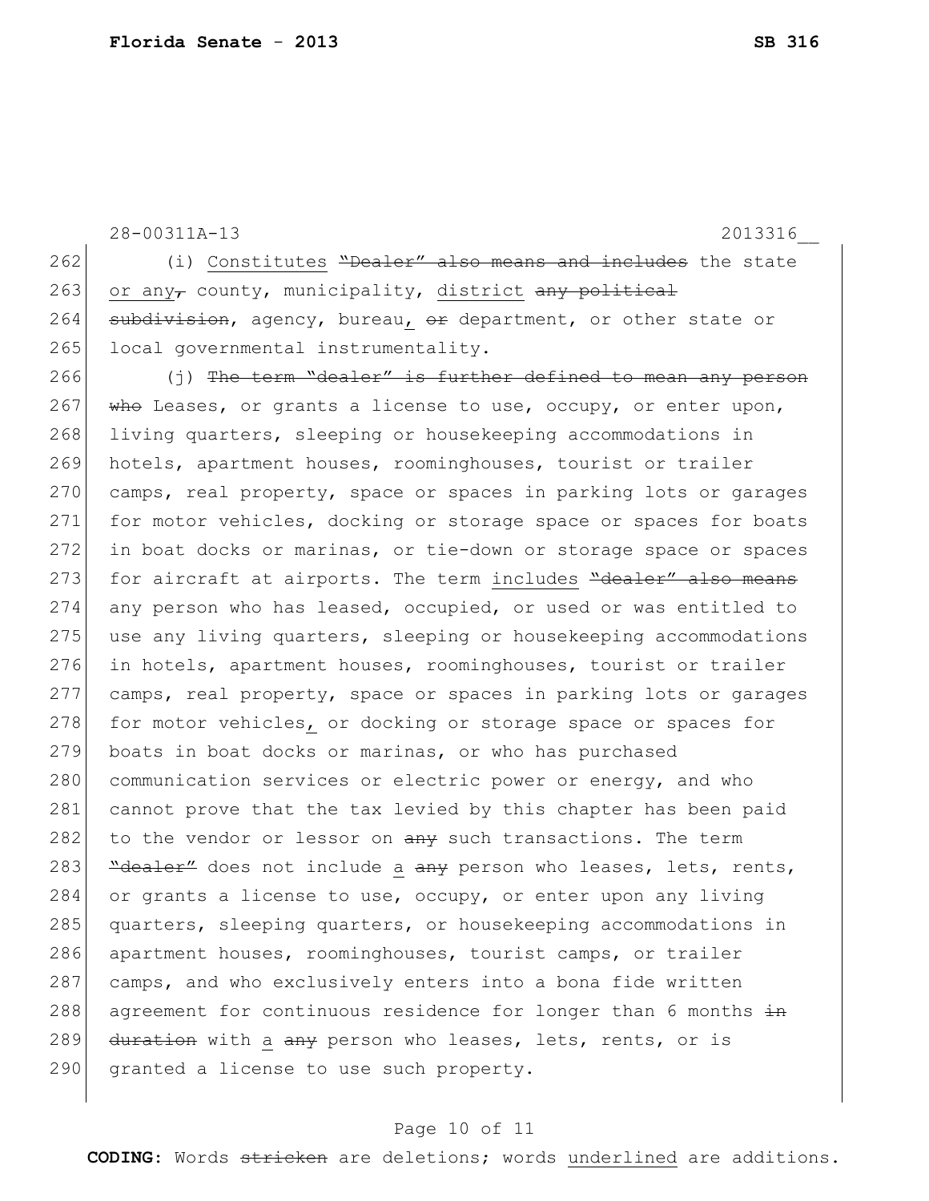28-00311A-13 2013316__

262 (i) Constitutes ~~"Dealer" also means and includes~~ the state
263 or any~~,~~ county, municipality, district ~~any political~~
264 ~~subdivision~~, agency, bureau, ~~or~~ department, or other state or
265 local governmental instrumentality.

266 (j) ~~The term "dealer" is further defined to mean any person~~
267 ~~who~~ Leases, or grants a license to use, occupy, or enter upon,
268 living quarters, sleeping or housekeeping accommodations in
269 hotels, apartment houses, roominghouses, tourist or trailer
270 camps, real property, space or spaces in parking lots or garages
271 for motor vehicles, docking or storage space or spaces for boats
272 in boat docks or marinas, or tie-down or storage space or spaces
273 for aircraft at airports. The term includes ~~"dealer" also means~~
274 any person who has leased, occupied, or used or was entitled to
275 use any living quarters, sleeping or housekeeping accommodations
276 in hotels, apartment houses, roominghouses, tourist or trailer
277 camps, real property, space or spaces in parking lots or garages
278 for motor vehicles, or docking or storage space or spaces for
279 boats in boat docks or marinas, or who has purchased
280 communication services or electric power or energy, and who
281 cannot prove that the tax levied by this chapter has been paid
282 to the vendor or lessor on ~~any~~ such transactions. The term
283 ~~"dealer"~~ does not include a ~~any~~ person who leases, lets, rents,
284 or grants a license to use, occupy, or enter upon any living
285 quarters, sleeping quarters, or housekeeping accommodations in
286 apartment houses, roominghouses, tourist camps, or trailer
287 camps, and who exclusively enters into a bona fide written
288 agreement for continuous residence for longer than 6 months ~~in~~
289 ~~duration~~ with a ~~any~~ person who leases, lets, rents, or is
290 granted a license to use such property.

**CODING:** Words ~~stricken~~ are deletions; words underlined are additions.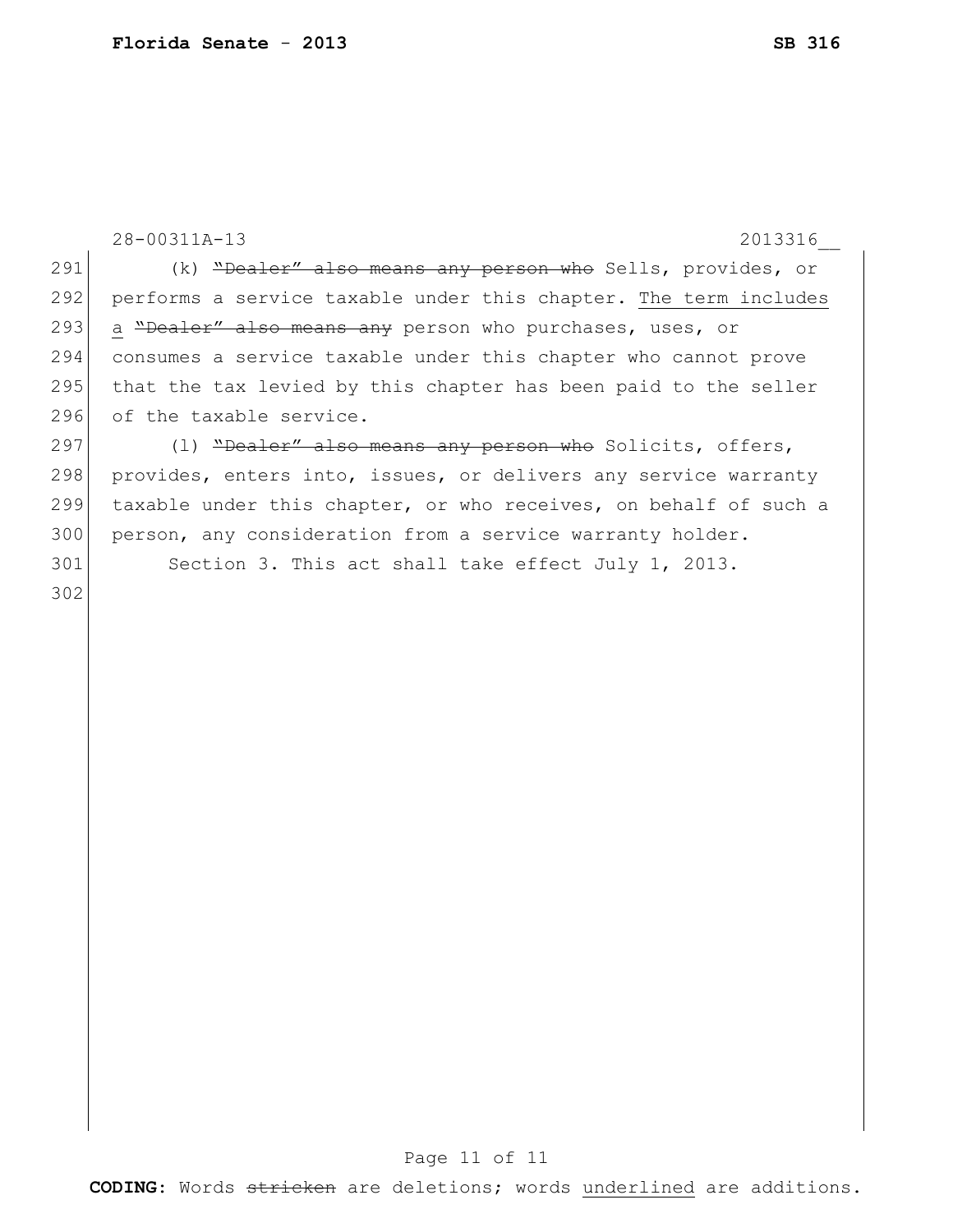(k) ~~"Dealer" also means any person who~~ Sells, provides, or performs a service taxable under this chapter. <u>The term includes a</u> ~~"Dealer" also means any~~ person who purchases, uses, or consumes a service taxable under this chapter who cannot prove that the tax levied by this chapter has been paid to the seller of the taxable service.

(l) ~~"Dealer" also means any person who~~ Solicits, offers, provides, enters into, issues, or delivers any service warranty taxable under this chapter, or who receives, on behalf of such a person, any consideration from a service warranty holder.

Section 3. This act shall take effect July 1, 2013.